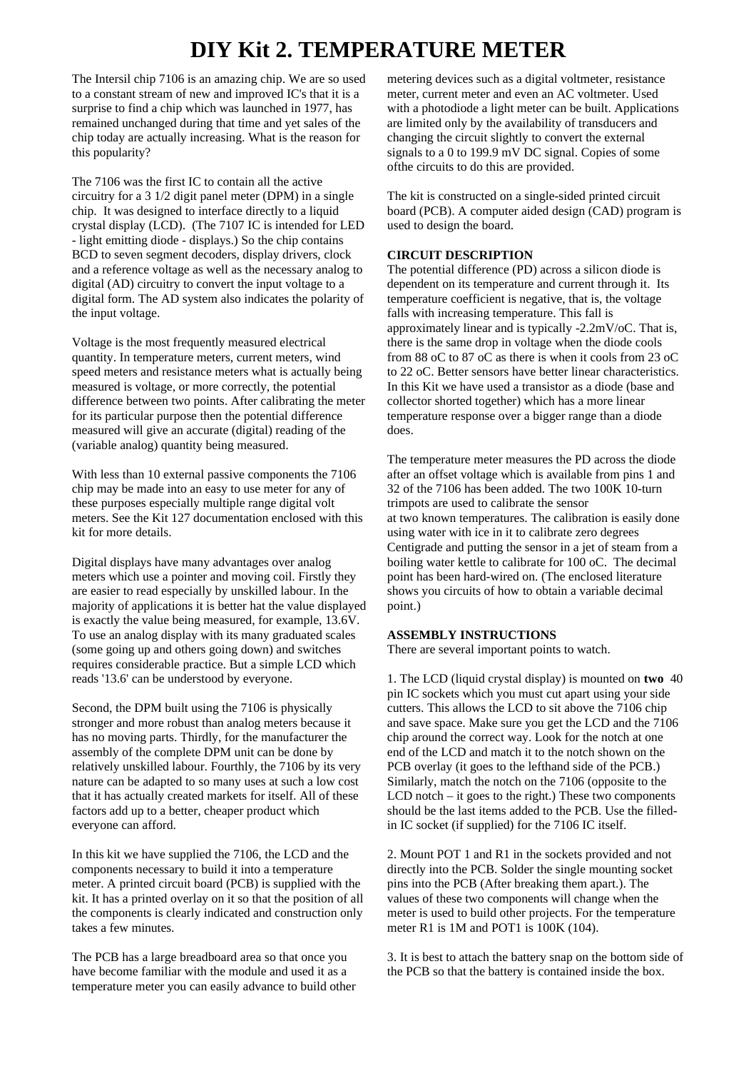# DIY Kit 2. TEMPERATURE METER

The Intersil chip 7106 is an amazing chip. We are so used to a constant stream of new and improved IC's that it is a surprise to find a chip which was launched in 1977, has remained unchanged during that time and yet sales of the chip today are actually increasing. What is the reason for this popularity?

The 7106 was the first IC to contain all the active circuitry for a 3 1/2 digit panel meter (DPM) in a single chip. It was designed to interface directly to a liquid crystal display (LCD). (The 7107 IC is intended for LED - light emitting diode - displays.) So the chip contains BCD to seven segment decoders, display drivers, clock and a reference voltage as well as the necessary analog to digital (AD) circuitry to convert the input voltage to a digital form. The AD system also indicates the polarity of the input voltage.

Voltage is the most frequently measured electrical quantity. In temperature meters, current meters, wind speed meters and resistance meters what is actually being measured is voltage, or more correctly, the potential difference between two points. After calibrating the meter for its particular purpose then the potential difference measured will give an accurate (digital) reading of the (variable analog) quantity being measured.

With less than 10 external passive components the 7106 chip may be made into an easy to use meter for any of these purposes especially multiple range digital volt meters. See the Kit 127 documentation enclosed with this kit for more details.

Digital displays have many advantages over analog meters which use a pointer and moving coil. Firstly they are easier to read especially by unskilled labour. In the majority of applications it is better hat the value displayed is exactly the value being measured, for example, 13.6V. To use an analog display with its many graduated scales (some going up and others going down) and switches requires considerable practice. But a simple LCD which reads '13.6' can be understood by everyone.

Second, the DPM built using the 7106 is physically stronger and more robust than analog meters because it has no moving parts. Thirdly, for the manufacturer the assembly of the complete DPM unit can be done by relatively unskilled labour. Fourthly, the 7106 by its very nature can be adapted to so many uses at such a low cost that it has actually created markets for itself. All of these factors add up to a better, cheaper product which everyone can afford.

In this kit we have supplied the 7106, the LCD and the components necessary to build it into a temperature meter. A printed circuit board (PCB) is supplied with the kit. It has a printed overlay on it so that the position of all the components is clearly indicated and construction only takes a few minutes.

The PCB has a large breadboard area so that once you have become familiar with the module and used it as a temperature meter you can easily advance to build other metering devices such as a digital voltmeter, resistance meter, current meter and even an AC voltmeter. Used with a photodiode a light meter can be built. Applications are limited only by the availability of transducers and changing the circuit slightly to convert the external signals to a 0 to 199.9 mV DC signal. Copies of some ofthe circuits to do this are provided.

The kit is constructed on a single-sided printed circuit board (PCB). A computer aided design (CAD) program is used to design the board.

**CIRCUIT DESCRIPTION**

The potential difference (PD) across a silicon diode is dependent on its temperature and current through it. Its temperature coefficient is negative, that is, the voltage falls with increasing temperature. This fall is approximately linear and is typically -2.2mV/oC. That is, there is the same drop in voltage when the diode cools from 88 oC to 87 oC as there is when it cools from 23 oC to 22 oC. Better sensors have better linear characteristics. In this Kit we have used a transistor as a diode (base and collector shorted together) which has a more linear temperature response over a bigger range than a diode does.

The temperature meter measures the PD across the diode after an offset voltage which is available from pins 1 and 32 of the 7106 has been added. The two 100K 10-turn trimpots are used to calibrate the sensor at two known temperatures. The calibration is easily done using water with ice in it to calibrate zero degrees Centigrade and putting the sensor in a jet of steam from a boiling water kettle to calibrate for 100 oC. The decimal point has been hard-wired on. (The enclosed literature shows you circuits of how to obtain a variable decimal point.)

**ASSEMBLY INSTRUCTIONS**

There are several important points to watch.

1. The LCD (liquid crystal display) is mounted on **two** 40 pin IC sockets which you must cut apart using your side cutters. This allows the LCD to sit above the 7106 chip and save space. Make sure you get the LCD and the 7106 chip around the correct way. Look for the notch at one end of the LCD and match it to the notch shown on the PCB overlay (it goes to the lefthand side of the PCB.) Similarly, match the notch on the 7106 (opposite to the LCD notch – it goes to the right.) These two components should be the last items added to the PCB. Use the filled-in IC socket (if supplied) for the 7106 IC itself.

2. Mount POT 1 and R1 in the sockets provided and not directly into the PCB. Solder the single mounting socket pins into the PCB (After breaking them apart.). The values of these two components will change when the meter is used to build other projects. For the temperature meter R1 is 1M and POT1 is 100K (104).

3. It is best to attach the battery snap on the bottom side of the PCB so that the battery is contained inside the box.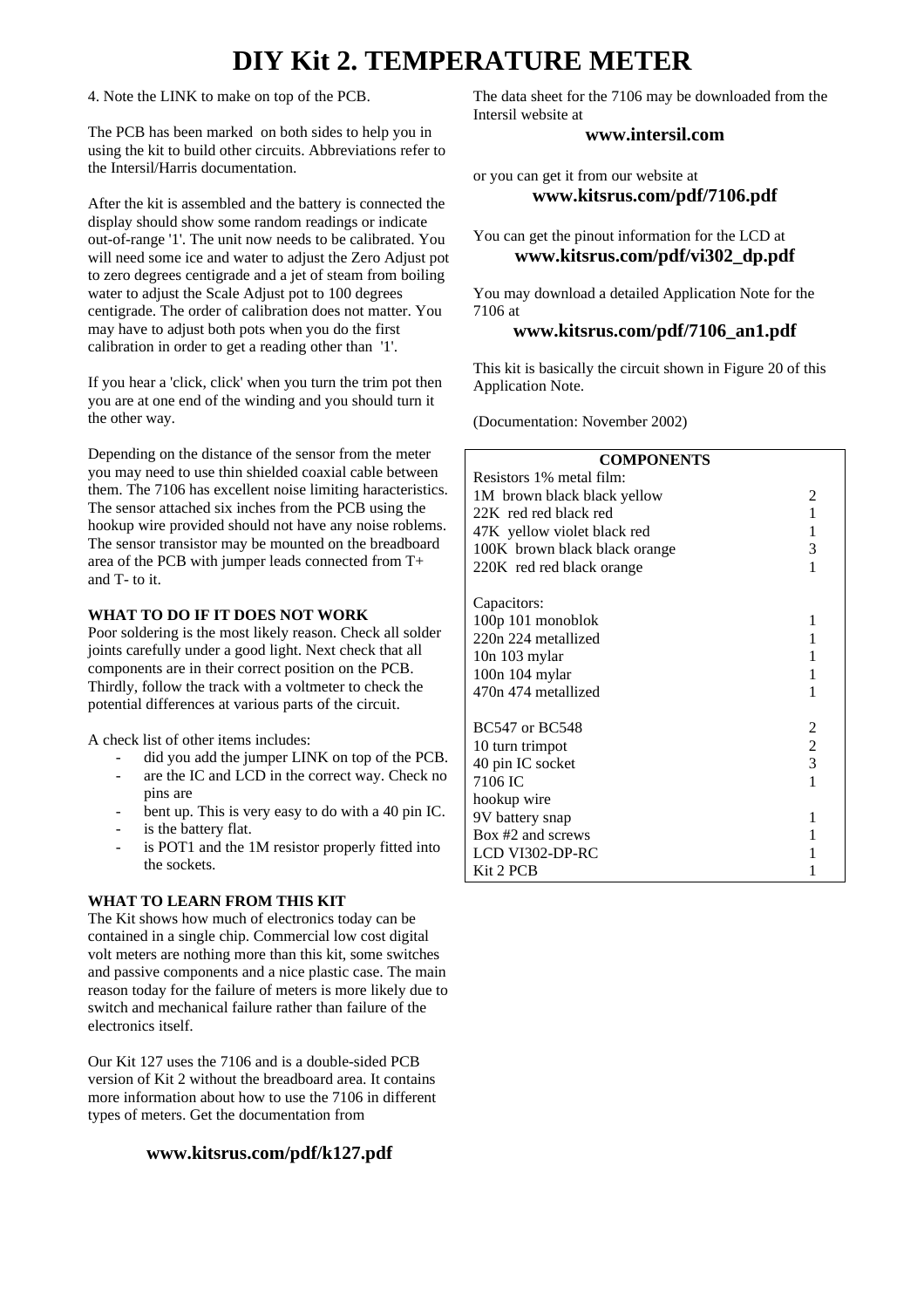# DIY Kit 2. TEMPERATURE METER

4. Note the LINK to make on top of the PCB.

The PCB has been marked on both sides to help you in using the kit to build other circuits. Abbreviations refer to the Intersil/Harris documentation.

After the kit is assembled and the battery is connected the display should show some random readings or indicate out-of-range '1'. The unit now needs to be calibrated. You will need some ice and water to adjust the Zero Adjust pot to zero degrees centigrade and a jet of steam from boiling water to adjust the Scale Adjust pot to 100 degrees centigrade. The order of calibration does not matter. You may have to adjust both pots when you do the first calibration in order to get a reading other than '1'.

If you hear a 'click, click' when you turn the trim pot then you are at one end of the winding and you should turn it the other way.

Depending on the distance of the sensor from the meter you may need to use thin shielded coaxial cable between them. The 7106 has excellent noise limiting haracteristics. The sensor attached six inches from the PCB using the hookup wire provided should not have any noise roblems. The sensor transistor may be mounted on the breadboard area of the PCB with jumper leads connected from T+ and T- to it.

**WHAT TO DO IF IT DOES NOT WORK**

Poor soldering is the most likely reason. Check all solder joints carefully under a good light. Next check that all components are in their correct position on the PCB. Thirdly, follow the track with a voltmeter to check the potential differences at various parts of the circuit.

A check list of other items includes:

- did you add the jumper LINK on top of the PCB.
- are the IC and LCD in the correct way. Check no pins are
- bent up. This is very easy to do with a 40 pin IC.
- is the battery flat.
- is POT1 and the 1M resistor properly fitted into the sockets.

**WHAT TO LEARN FROM THIS KIT**

The Kit shows how much of electronics today can be contained in a single chip. Commercial low cost digital volt meters are nothing more than this kit, some switches and passive components and a nice plastic case. The main reason today for the failure of meters is more likely due to switch and mechanical failure rather than failure of the electronics itself.

Our Kit 127 uses the 7106 and is a double-sided PCB version of Kit 2 without the breadboard area. It contains more information about how to use the 7106 in different types of meters. Get the documentation from

**www.kitsrus.com/pdf/k127.pdf**

The data sheet for the 7106 may be downloaded from the Intersil website at

**www.intersil.com**

or you can get it from our website at

**www.kitsrus.com/pdf/7106.pdf**

You can get the pinout information for the LCD at

**www.kitsrus.com/pdf/vi302_dp.pdf**

You may download a detailed Application Note for the 7106 at

**www.kitsrus.com/pdf/7106_an1.pdf**

This kit is basically the circuit shown in Figure 20 of this Application Note.

(Documentation: November 2002)

| COMPONENTS | |
|---|---|
| Resistors 1% metal film: | |
| 1M brown black black yellow | 2 |
| 22K red red black red | 1 |
| 47K yellow violet black red | 1 |
| 100K brown black black orange | 3 |
| 220K red red black orange | 1 |
| | |
| Capacitors: | |
| 100p 101 monoblok | 1 |
| 220n 224 metallized | 1 |
| 10n 103 mylar | 1 |
| 100n 104 mylar | 1 |
| 470n 474 metallized | 1 |
| | |
| BC547 or BC548 | 2 |
| 10 turn trimpot | 2 |
| 40 pin IC socket | 3 |
| 7106 IC | 1 |
| hookup wire | |
| 9V battery snap | 1 |
| Box #2 and screws | 1 |
| LCD VI302-DP-RC | 1 |
| Kit 2 PCB | 1 |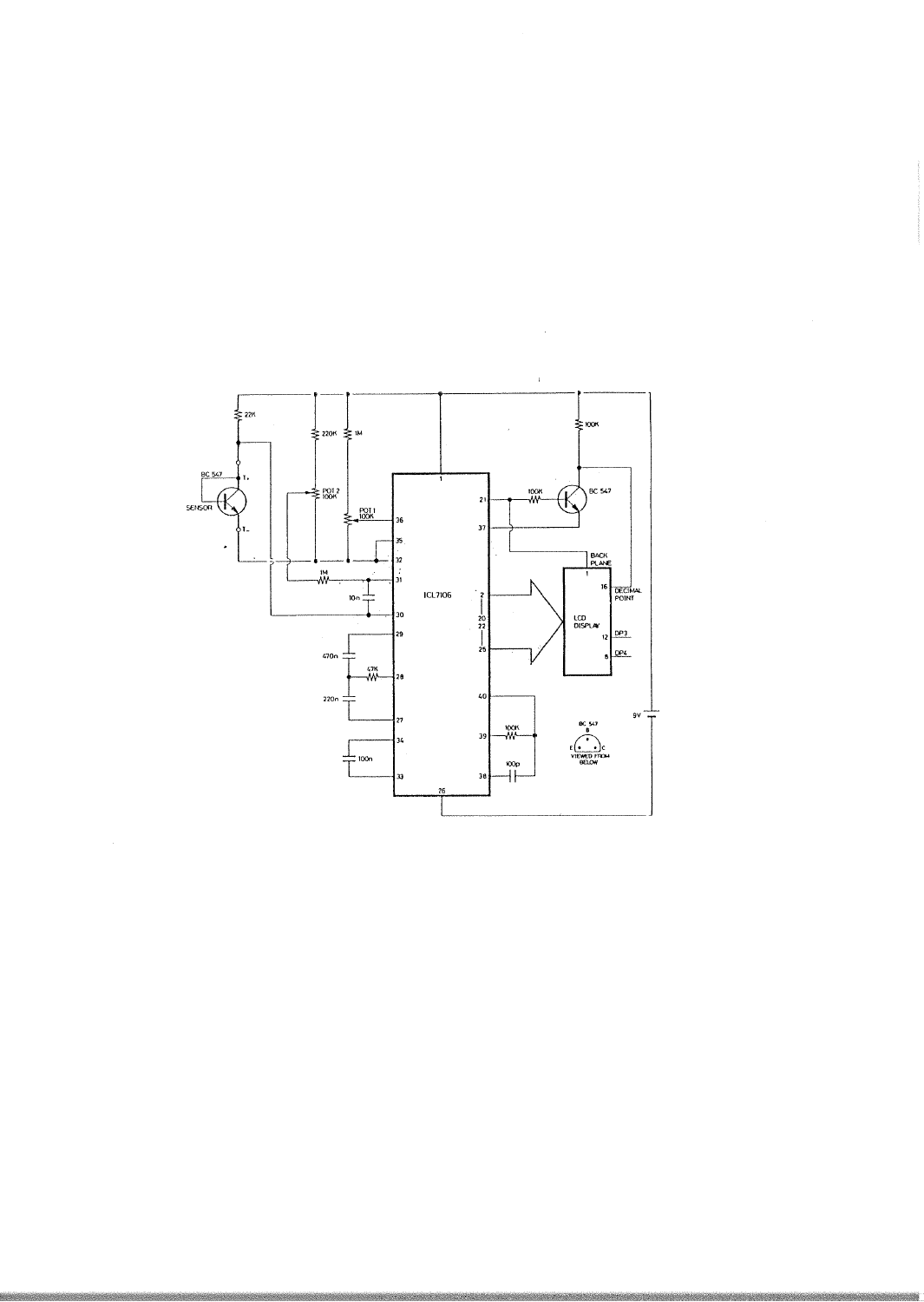22K
BC 547
T+
SENSOR
T-
220K
POT 2
100K
1M
POT 1
100K
1M
10n
ICL7106
1
36
35
32
31
30
29
28
27
34
33
26
21
37
2
20
22
25
40
39
38
470n
47K
220n
100n
100K
100K
BC 547
BACK PLANE
LCD DISPLAY
1
16
DECIMAL POINT
12
DP3
8
DP4
100K
100p
9V
BC 547
B
E
C
VIEWED FROM BELOW